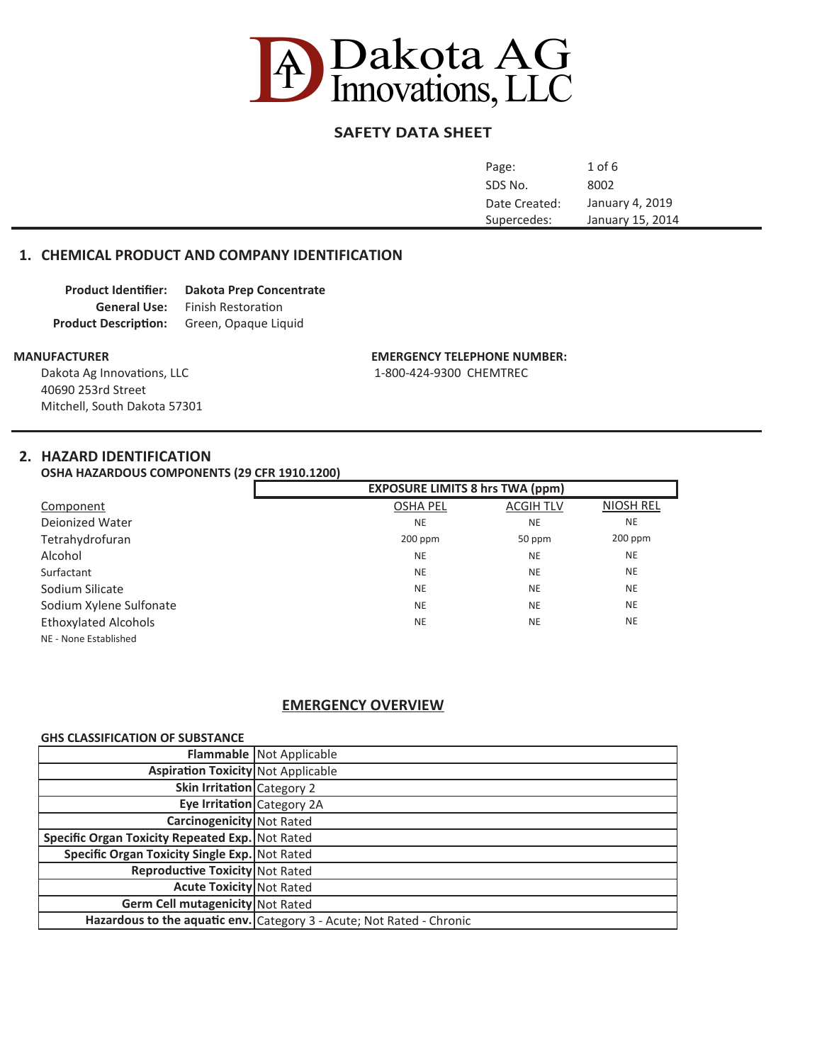# Dakota AG Innovations, LLC

## SAFETY DATA SHEET

| | |
|---|---|
| Page: | 1 of 6 |
| SDS No. | 8002 |
| Date Created: | January 4, 2019 |
| Supercedes: | January 15, 2014 |

## 1. CHEMICAL PRODUCT AND COMPANY IDENTIFICATION

**Product Identifier:** **Dakota Prep Concentrate**
**General Use:** Finish Restoration
**Product Description:** Green, Opaque Liquid

**MANUFACTURER**
Dakota Ag Innovations, LLC
40690 253rd Street
Mitchell, South Dakota 57301

**EMERGENCY TELEPHONE NUMBER:**
1-800-424-9300 CHEMTREC

## 2. HAZARD IDENTIFICATION

**OSHA HAZARDOUS COMPONENTS (29 CFR 1910.1200)**

| | EXPOSURE LIMITS 8 hrs TWA (ppm) | | |
|---|---|---|---|
| Component | OSHA PEL | ACGIH TLV | NIOSH REL |
| Deionized Water | NE | NE | NE |
| Tetrahydrofuran | 200 ppm | 50 ppm | 200 ppm |
| Alcohol | NE | NE | NE |
| Surfactant | NE | NE | NE |
| Sodium Silicate | NE | NE | NE |
| Sodium Xylene Sulfonate | NE | NE | NE |
| Ethoxylated Alcohols | NE | NE | NE |

NE - None Established

### EMERGENCY OVERVIEW

**GHS CLASSIFICATION OF SUBSTANCE**

| | |
|---|---|
| **Flammable** | Not Applicable |
| **Aspiration Toxicity** | Not Applicable |
| **Skin Irritation** | Category 2 |
| **Eye Irritation** | Category 2A |
| **Carcinogenicity** | Not Rated |
| **Specific Organ Toxicity Repeated Exp.** | Not Rated |
| **Specific Organ Toxicity Single Exp.** | Not Rated |
| **Reproductive Toxicity** | Not Rated |
| **Acute Toxicity** | Not Rated |
| **Germ Cell mutagenicity** | Not Rated |
| **Hazardous to the aquatic env.** | Category 3 - Acute; Not Rated - Chronic |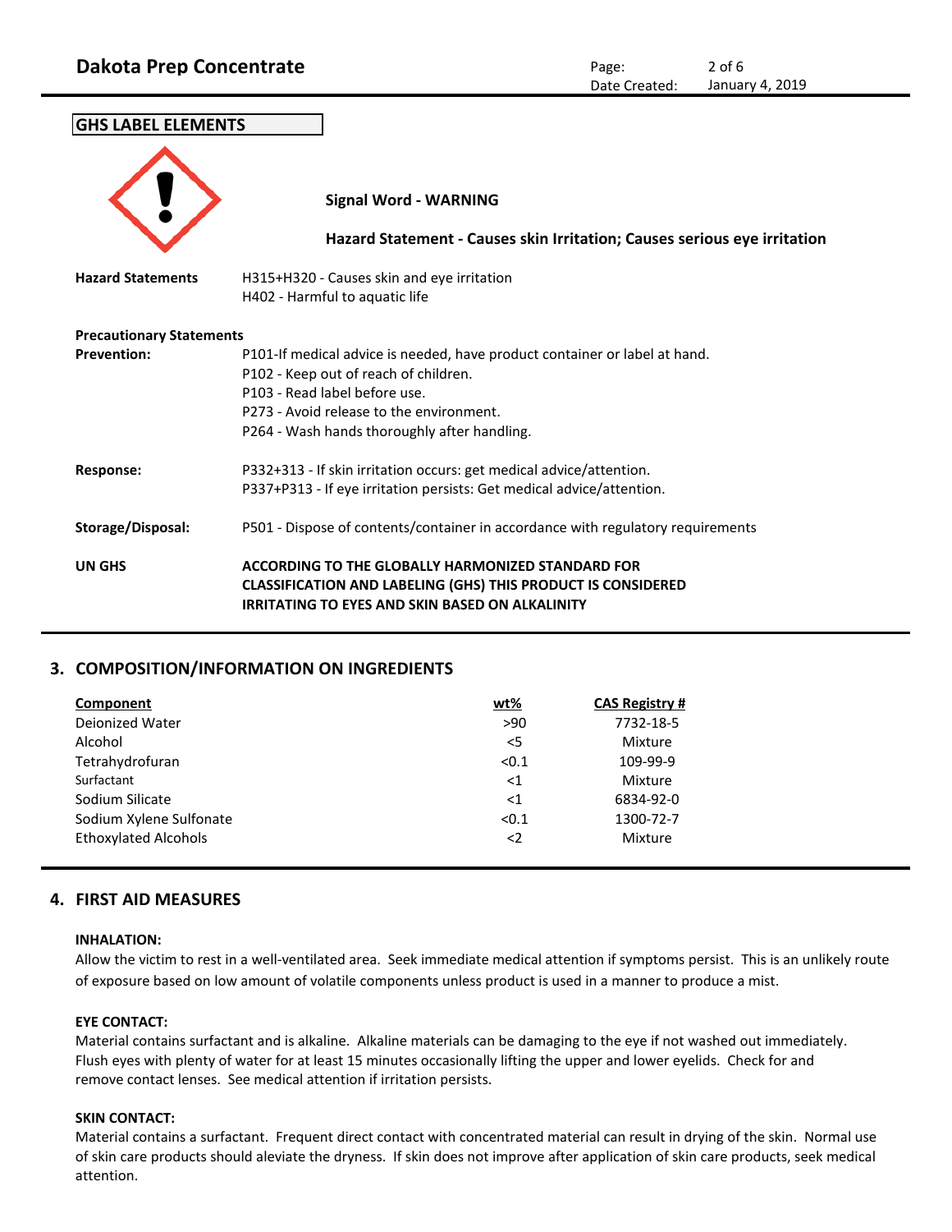## GHS LABEL ELEMENTS

**Signal Word - WARNING**

**Hazard Statement - Causes skin Irritation; Causes serious eye irritation**

**Hazard Statements**

H315+H320 - Causes skin and eye irritation
H402 - Harmful to aquatic life

**Precautionary Statements**

**Prevention:**

P101-If medical advice is needed, have product container or label at hand.
P102 - Keep out of reach of children.
P103 - Read label before use.
P273 - Avoid release to the environment.
P264 - Wash hands thoroughly after handling.

**Response:**

P332+313 - If skin irritation occurs: get medical advice/attention.
P337+P313 - If eye irritation persists: Get medical advice/attention.

**Storage/Disposal:**

P501 - Dispose of contents/container in accordance with regulatory requirements

**UN GHS**

**ACCORDING TO THE GLOBALLY HARMONIZED STANDARD FOR CLASSIFICATION AND LABELING (GHS) THIS PRODUCT IS CONSIDERED IRRITATING TO EYES AND SKIN BASED ON ALKALINITY**

## 3. COMPOSITION/INFORMATION ON INGREDIENTS

| Component | wt% | CAS Registry # |
|---|---|---|
| Deionized Water | >90 | 7732-18-5 |
| Alcohol | <5 | Mixture |
| Tetrahydrofuran | <0.1 | 109-99-9 |
| Surfactant | <1 | Mixture |
| Sodium Silicate | <1 | 6834-92-0 |
| Sodium Xylene Sulfonate | <0.1 | 1300-72-7 |
| Ethoxylated Alcohols | <2 | Mixture |

## 4. FIRST AID MEASURES

**INHALATION:**

Allow the victim to rest in a well-ventilated area. Seek immediate medical attention if symptoms persist. This is an unlikely route of exposure based on low amount of volatile components unless product is used in a manner to produce a mist.

**EYE CONTACT:**

Material contains surfactant and is alkaline. Alkaline materials can be damaging to the eye if not washed out immediately. Flush eyes with plenty of water for at least 15 minutes occasionally lifting the upper and lower eyelids. Check for and remove contact lenses. See medical attention if irritation persists.

**SKIN CONTACT:**

Material contains a surfactant. Frequent direct contact with concentrated material can result in drying of the skin. Normal use of skin care products should aleviate the dryness. If skin does not improve after application of skin care products, seek medical attention.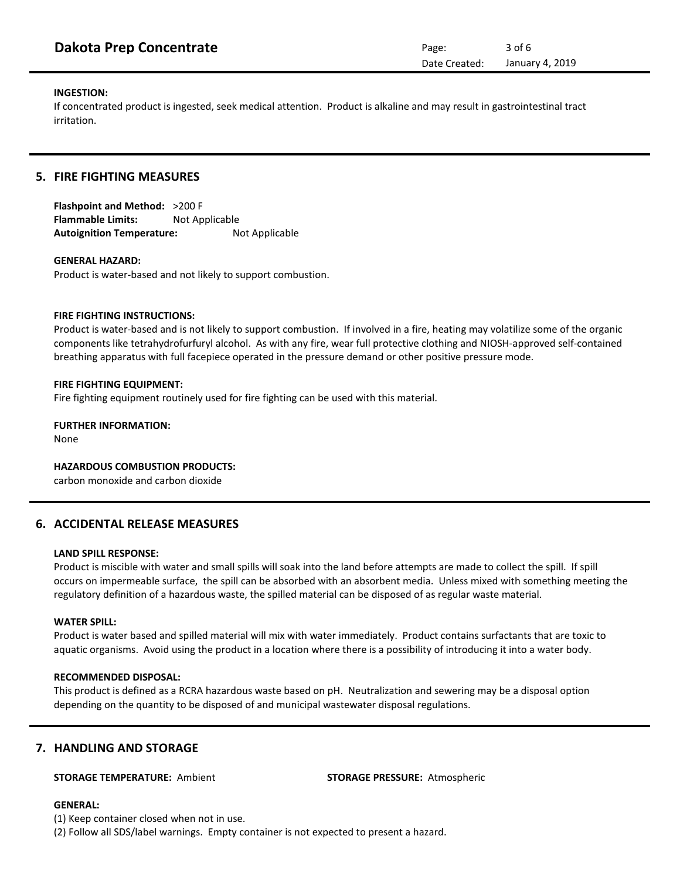**INGESTION:**
If concentrated product is ingested, seek medical attention. Product is alkaline and may result in gastrointestinal tract irritation.

## 5. FIRE FIGHTING MEASURES

**Flashpoint and Method:** >200 F
**Flammable Limits:** Not Applicable
**Autoignition Temperature:** Not Applicable

**GENERAL HAZARD:**
Product is water-based and not likely to support combustion.

**FIRE FIGHTING INSTRUCTIONS:**
Product is water-based and is not likely to support combustion. If involved in a fire, heating may volatilize some of the organic components like tetrahydrofurfuryl alcohol. As with any fire, wear full protective clothing and NIOSH-approved self-contained breathing apparatus with full facepiece operated in the pressure demand or other positive pressure mode.

**FIRE FIGHTING EQUIPMENT:**
Fire fighting equipment routinely used for fire fighting can be used with this material.

**FURTHER INFORMATION:**
None

**HAZARDOUS COMBUSTION PRODUCTS:**
carbon monoxide and carbon dioxide

## 6. ACCIDENTAL RELEASE MEASURES

**LAND SPILL RESPONSE:**
Product is miscible with water and small spills will soak into the land before attempts are made to collect the spill. If spill occurs on impermeable surface, the spill can be absorbed with an absorbent media. Unless mixed with something meeting the regulatory definition of a hazardous waste, the spilled material can be disposed of as regular waste material.

**WATER SPILL:**
Product is water based and spilled material will mix with water immediately. Product contains surfactants that are toxic to aquatic organisms. Avoid using the product in a location where there is a possibility of introducing it into a water body.

**RECOMMENDED DISPOSAL:**
This product is defined as a RCRA hazardous waste based on pH. Neutralization and sewering may be a disposal option depending on the quantity to be disposed of and municipal wastewater disposal regulations.

## 7. HANDLING AND STORAGE

**STORAGE TEMPERATURE:** Ambient

**STORAGE PRESSURE:** Atmospheric

**GENERAL:**
(1) Keep container closed when not in use.
(2) Follow all SDS/label warnings. Empty container is not expected to present a hazard.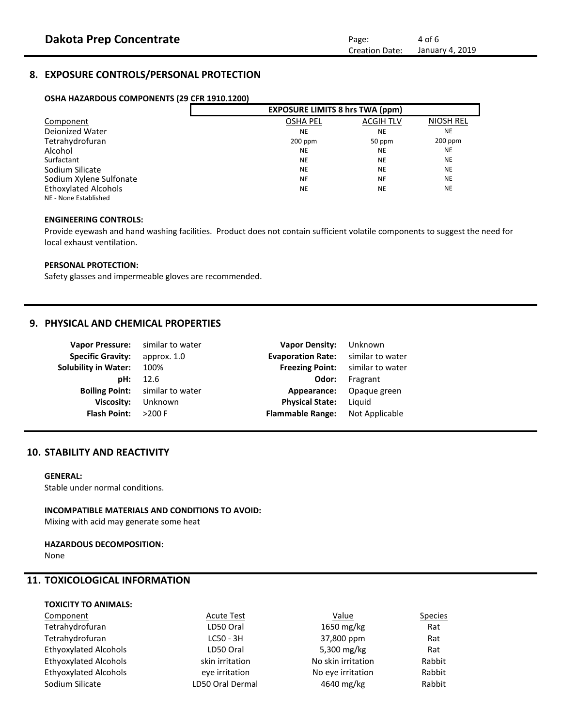## 8. EXPOSURE CONTROLS/PERSONAL PROTECTION

**OSHA HAZARDOUS COMPONENTS (29 CFR 1910.1200)**

| | EXPOSURE LIMITS 8 hrs TWA (ppm) | | |
|---|---|---|---|
| Component | OSHA PEL | ACGIH TLV | NIOSH REL |
| Deionized Water | NE | NE | NE |
| Tetrahydrofuran | 200 ppm | 50 ppm | 200 ppm |
| Alcohol | NE | NE | NE |
| Surfactant | NE | NE | NE |
| Sodium Silicate | NE | NE | NE |
| Sodium Xylene Sulfonate | NE | NE | NE |
| Ethoxylated Alcohols | NE | NE | NE |

NE - None Established

**ENGINEERING CONTROLS:**

Provide eyewash and hand washing facilities. Product does not contain sufficient volatile components to suggest the need for local exhaust ventilation.

**PERSONAL PROTECTION:**

Safety glasses and impermeable gloves are recommended.

## 9. PHYSICAL AND CHEMICAL PROPERTIES

| | | | |
|---|---|---|---|
| **Vapor Pressure:** | similar to water | **Vapor Density:** | Unknown |
| **Specific Gravity:** | approx. 1.0 | **Evaporation Rate:** | similar to water |
| **Solubility in Water:** | 100% | **Freezing Point:** | similar to water |
| **pH:** | 12.6 | **Odor:** | Fragrant |
| **Boiling Point:** | similar to water | **Appearance:** | Opaque green |
| **Viscosity:** | Unknown | **Physical State:** | Liquid |
| **Flash Point:** | >200 F | **Flammable Range:** | Not Applicable |

## 10. STABILITY AND REACTIVITY

**GENERAL:**

Stable under normal conditions.

**INCOMPATIBLE MATERIALS AND CONDITIONS TO AVOID:**

Mixing with acid may generate some heat

**HAZARDOUS DECOMPOSITION:**

None

## 11. TOXICOLOGICAL INFORMATION

**TOXICITY TO ANIMALS:**

| Component | Acute Test | Value | Species |
|---|---|---|---|
| Tetrahydrofuran | LD50 Oral | 1650 mg/kg | Rat |
| Tetrahydrofuran | LC50 - 3H | 37,800 ppm | Rat |
| Ethyoxylated Alcohols | LD50 Oral | 5,300 mg/kg | Rat |
| Ethyoxylated Alcohols | skin irritation | No skin irritation | Rabbit |
| Ethyoxylated Alcohols | eye irritation | No eye irritation | Rabbit |
| Sodium Silicate | LD50 Oral Dermal | 4640 mg/kg | Rabbit |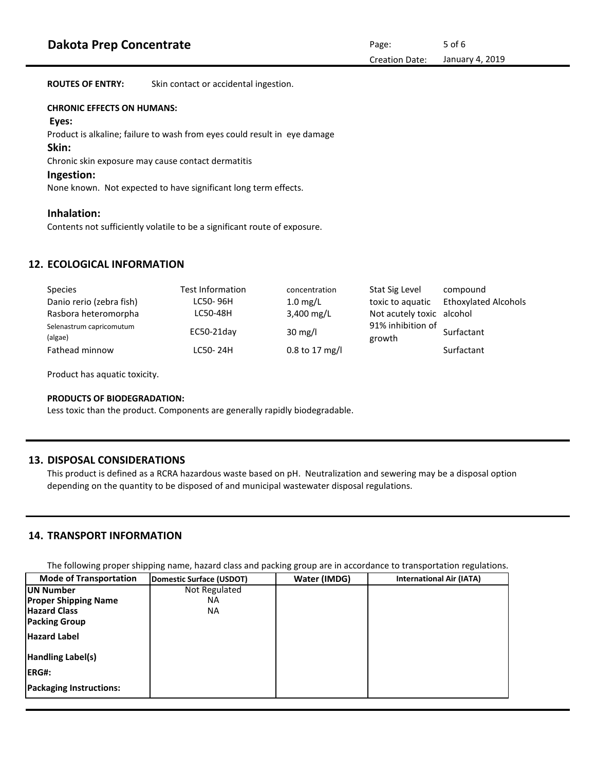**ROUTES OF ENTRY:** Skin contact or accidental ingestion.

**CHRONIC EFFECTS ON HUMANS:**

**Eyes:**

Product is alkaline; failure to wash from eyes could result in eye damage

**Skin:**

Chronic skin exposure may cause contact dermatitis

**Ingestion:**

None known. Not expected to have significant long term effects.

**Inhalation:**

Contents not sufficiently volatile to be a significant route of exposure.

## 12. ECOLOGICAL INFORMATION

| Species | Test Information | concentration | Stat Sig Level | compound |
|---|---|---|---|---|
| Danio rerio (zebra fish) | LC50- 96H | 1.0 mg/L | toxic to aquatic | Ethoxylated Alcohols |
| Rasbora heteromorpha | LC50-48H | 3,400 mg/L | Not acutely toxic | alcohol |
| Selenastrum capricomutum (algae) | EC50-21day | 30 mg/l | 91% inhibition of growth | Surfactant |
| Fathead minnow | LC50- 24H | 0.8 to 17 mg/l | | Surfactant |

Product has aquatic toxicity.

**PRODUCTS OF BIODEGRADATION:**

Less toxic than the product. Components are generally rapidly biodegradable.

## 13. DISPOSAL CONSIDERATIONS

This product is defined as a RCRA hazardous waste based on pH. Neutralization and sewering may be a disposal option depending on the quantity to be disposed of and municipal wastewater disposal regulations.

## 14. TRANSPORT INFORMATION

The following proper shipping name, hazard class and packing group are in accordance to transportation regulations.

| Mode of Transportation | Domestic Surface (USDOT) | Water (IMDG) | International Air (IATA) |
|---|---|---|---|
| **UN Number** | Not Regulated | | |
| **Proper Shipping Name** | NA | | |
| **Hazard Class** | NA | | |
| **Packing Group** | | | |
| **Hazard Label** | | | |
| **Handling Label(s)** | | | |
| **ERG#:** | | | |
| **Packaging Instructions:** | | | |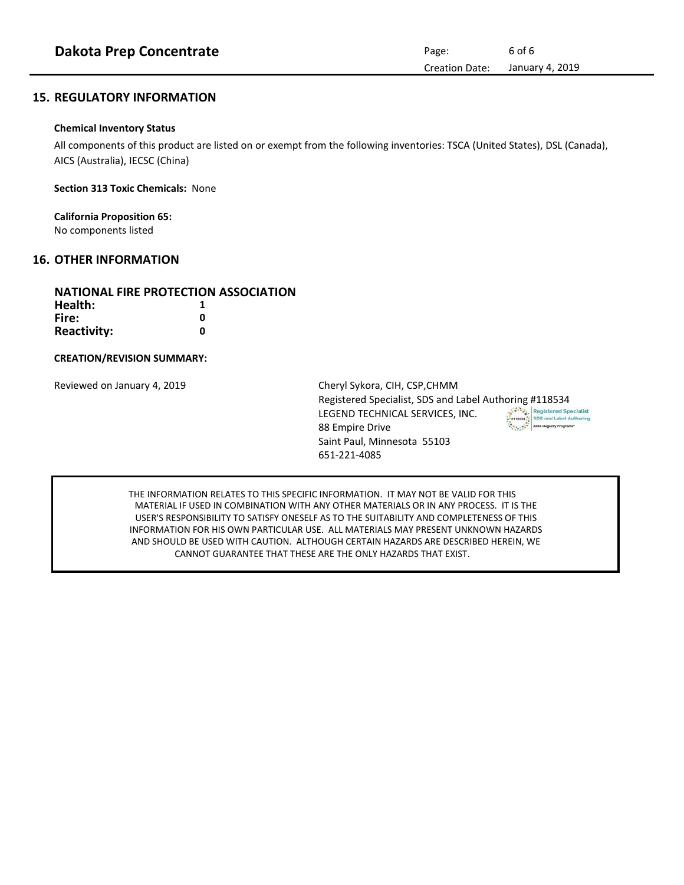## 15. REGULATORY INFORMATION

**Chemical Inventory Status**

All components of this product are listed on or exempt from the following inventories: TSCA (United States), DSL (Canada), AICS (Australia), IECSC (China)

**Section 313 Toxic Chemicals:** None

**California Proposition 65:**
No components listed

## 16. OTHER INFORMATION

**NATIONAL FIRE PROTECTION ASSOCIATION**

| | |
|---|---|
| **Health:** | **1** |
| **Fire:** | **0** |
| **Reactivity:** | **0** |

**CREATION/REVISION SUMMARY:**

Reviewed on January 4, 2019

Cheryl Sykora, CIH, CSP,CHMM
Registered Specialist, SDS and Label Authoring #118534
LEGEND TECHNICAL SERVICES, INC.
88 Empire Drive
Saint Paul, Minnesota 55103
651-221-4085

THE INFORMATION RELATES TO THIS SPECIFIC INFORMATION. IT MAY NOT BE VALID FOR THIS MATERIAL IF USED IN COMBINATION WITH ANY OTHER MATERIALS OR IN ANY PROCESS. IT IS THE USER'S RESPONSIBILITY TO SATISFY ONESELF AS TO THE SUITABILITY AND COMPLETENESS OF THIS INFORMATION FOR HIS OWN PARTICULAR USE. ALL MATERIALS MAY PRESENT UNKNOWN HAZARDS AND SHOULD BE USED WITH CAUTION. ALTHOUGH CERTAIN HAZARDS ARE DESCRIBED HEREIN, WE CANNOT GUARANTEE THAT THESE ARE THE ONLY HAZARDS THAT EXIST.